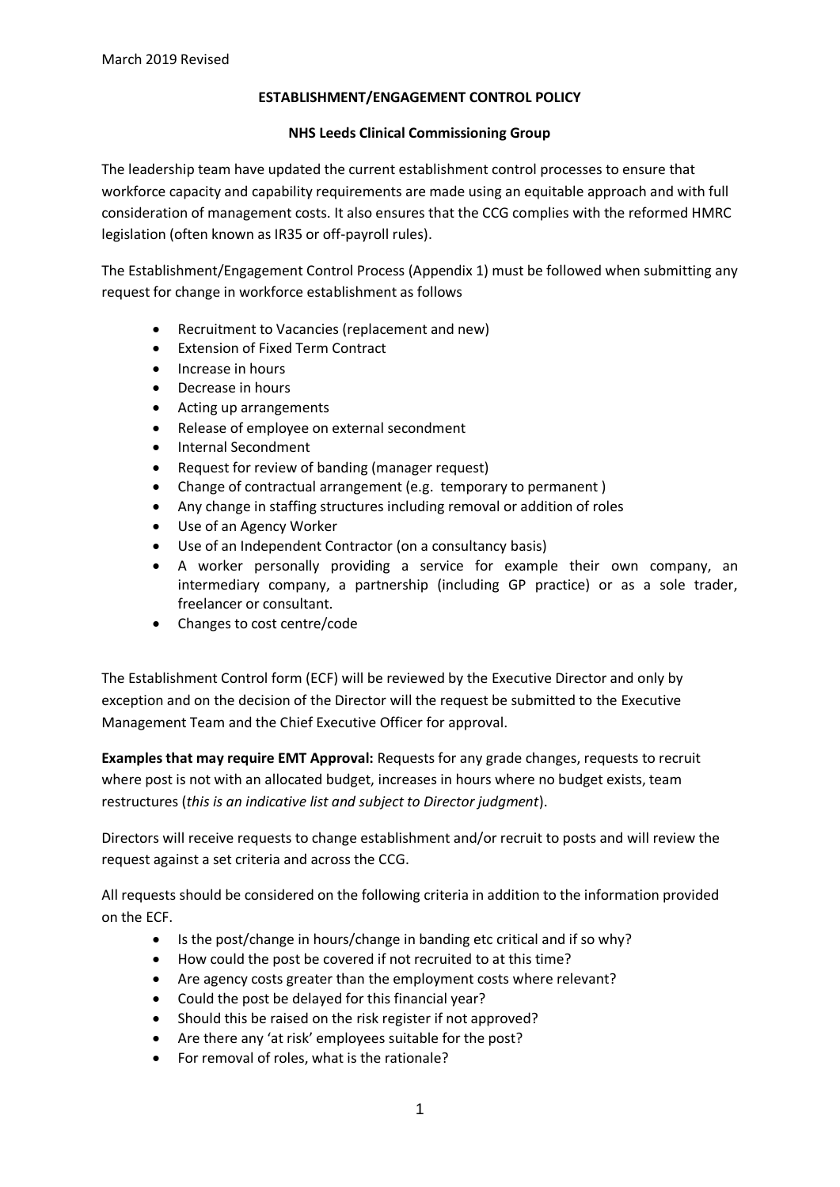March 2019 Revised

# ESTABLISHMENT/ENGAGEMENT CONTROL POLICY

## NHS Leeds Clinical Commissioning Group

The leadership team have updated the current establishment control processes to ensure that workforce capacity and capability requirements are made using an equitable approach and with full consideration of management costs. It also ensures that the CCG complies with the reformed HMRC legislation (often known as IR35 or off-payroll rules).

The Establishment/Engagement Control Process (Appendix 1) must be followed when submitting any request for change in workforce establishment as follows

- Recruitment to Vacancies (replacement and new)
- Extension of Fixed Term Contract
- Increase in hours
- Decrease in hours
- Acting up arrangements
- Release of employee on external secondment
- Internal Secondment
- Request for review of banding (manager request)
- Change of contractual arrangement (e.g. temporary to permanent )
- Any change in staffing structures including removal or addition of roles
- Use of an Agency Worker
- Use of an Independent Contractor (on a consultancy basis)
- A worker personally providing a service for example their own company, an intermediary company, a partnership (including GP practice) or as a sole trader, freelancer or consultant.
- Changes to cost centre/code

The Establishment Control form (ECF) will be reviewed by the Executive Director and only by exception and on the decision of the Director will the request be submitted to the Executive Management Team and the Chief Executive Officer for approval.

**Examples that may require EMT Approval:** Requests for any grade changes, requests to recruit where post is not with an allocated budget, increases in hours where no budget exists, team restructures (*this is an indicative list and subject to Director judgment*).

Directors will receive requests to change establishment and/or recruit to posts and will review the request against a set criteria and across the CCG.

All requests should be considered on the following criteria in addition to the information provided on the ECF.

- Is the post/change in hours/change in banding etc critical and if so why?
- How could the post be covered if not recruited to at this time?
- Are agency costs greater than the employment costs where relevant?
- Could the post be delayed for this financial year?
- Should this be raised on the risk register if not approved?
- Are there any 'at risk' employees suitable for the post?
- For removal of roles, what is the rationale?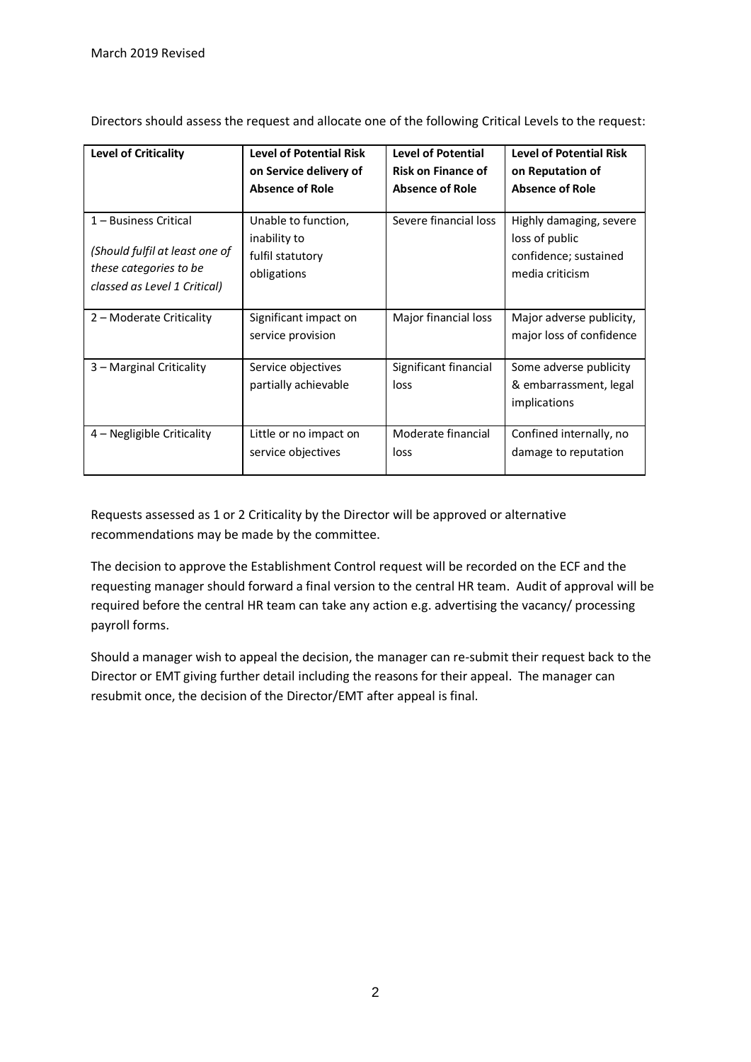Directors should assess the request and allocate one of the following Critical Levels to the request:

| **Level of Criticality** | **Level of Potential Risk on Service delivery of Absence of Role** | **Level of Potential Risk on Finance of Absence of Role** | **Level of Potential Risk on Reputation of Absence of Role** |
|---|---|---|---|
| 1 – Business Critical *(Should fulfil at least one of these categories to be classed as Level 1 Critical)* | Unable to function, inability to fulfil statutory obligations | Severe financial loss | Highly damaging, severe loss of public confidence; sustained media criticism |
| 2 – Moderate Criticality | Significant impact on service provision | Major financial loss | Major adverse publicity, major loss of confidence |
| 3 – Marginal Criticality | Service objectives partially achievable | Significant financial loss | Some adverse publicity & embarrassment, legal implications |
| 4 – Negligible Criticality | Little or no impact on service objectives | Moderate financial loss | Confined internally, no damage to reputation |

Requests assessed as 1 or 2 Criticality by the Director will be approved or alternative recommendations may be made by the committee.

The decision to approve the Establishment Control request will be recorded on the ECF and the requesting manager should forward a final version to the central HR team. Audit of approval will be required before the central HR team can take any action e.g. advertising the vacancy/ processing payroll forms.

Should a manager wish to appeal the decision, the manager can re-submit their request back to the Director or EMT giving further detail including the reasons for their appeal. The manager can resubmit once, the decision of the Director/EMT after appeal is final.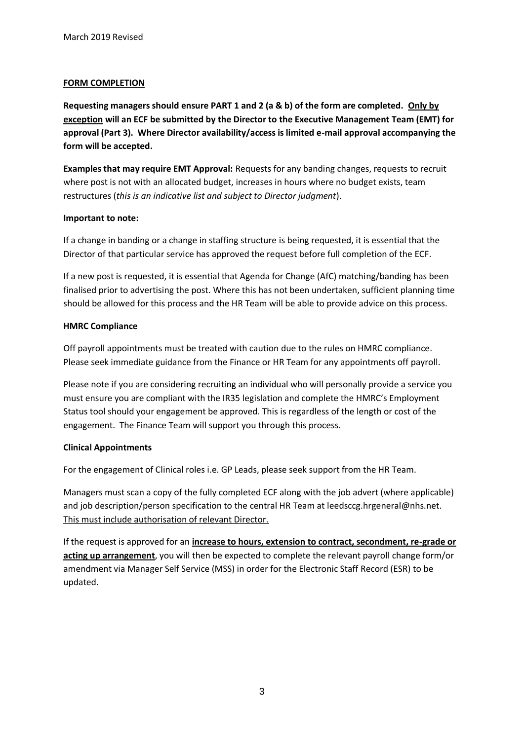March 2019 Revised

## FORM COMPLETION

**Requesting managers should ensure PART 1 and 2 (a & b) of the form are completed. Only by exception will an ECF be submitted by the Director to the Executive Management Team (EMT) for approval (Part 3). Where Director availability/access is limited e-mail approval accompanying the form will be accepted.**

**Examples that may require EMT Approval:** Requests for any banding changes, requests to recruit where post is not with an allocated budget, increases in hours where no budget exists, team restructures (*this is an indicative list and subject to Director judgment*).

**Important to note:**

If a change in banding or a change in staffing structure is being requested, it is essential that the Director of that particular service has approved the request before full completion of the ECF.

If a new post is requested, it is essential that Agenda for Change (AfC) matching/banding has been finalised prior to advertising the post. Where this has not been undertaken, sufficient planning time should be allowed for this process and the HR Team will be able to provide advice on this process.

**HMRC Compliance**

Off payroll appointments must be treated with caution due to the rules on HMRC compliance. Please seek immediate guidance from the Finance or HR Team for any appointments off payroll.

Please note if you are considering recruiting an individual who will personally provide a service you must ensure you are compliant with the IR35 legislation and complete the HMRC's Employment Status tool should your engagement be approved. This is regardless of the length or cost of the engagement. The Finance Team will support you through this process.

**Clinical Appointments**

For the engagement of Clinical roles i.e. GP Leads, please seek support from the HR Team.

Managers must scan a copy of the fully completed ECF along with the job advert (where applicable) and job description/person specification to the central HR Team at leedsccg.hrgeneral@nhs.net. This must include authorisation of relevant Director.

If the request is approved for an **increase to hours, extension to contract, secondment, re-grade or acting up arrangement**, you will then be expected to complete the relevant payroll change form/or amendment via Manager Self Service (MSS) in order for the Electronic Staff Record (ESR) to be updated.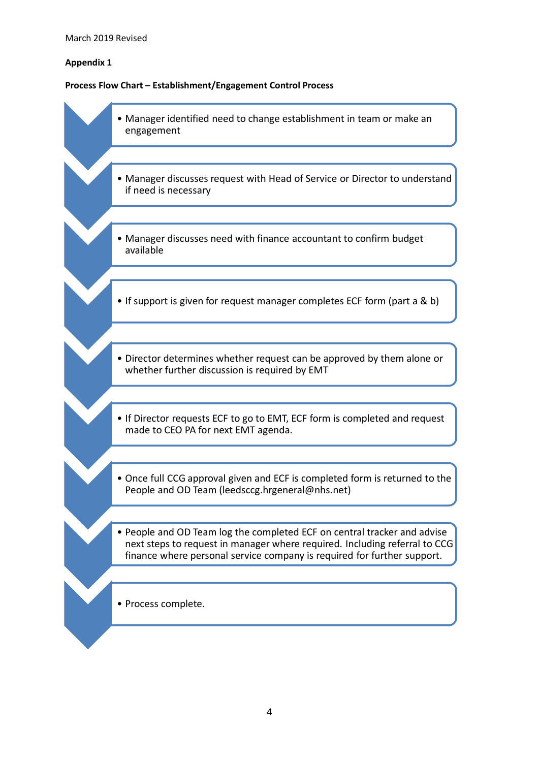March 2019 Revised

**Appendix 1**

**Process Flow Chart – Establishment/Engagement Control Process**

- Manager identified need to change establishment in team or make an engagement
- Manager discusses request with Head of Service or Director to understand if need is necessary
- Manager discusses need with finance accountant to confirm budget available
- If support is given for request manager completes ECF form (part a & b)
- Director determines whether request can be approved by them alone or whether further discussion is required by EMT
- If Director requests ECF to go to EMT, ECF form is completed and request made to CEO PA for next EMT agenda.
- Once full CCG approval given and ECF is completed form is returned to the People and OD Team (leedsccg.hrgeneral@nhs.net)
- People and OD Team log the completed ECF on central tracker and advise next steps to request in manager where required. Including referral to CCG finance where personal service company is required for further support.
- Process complete.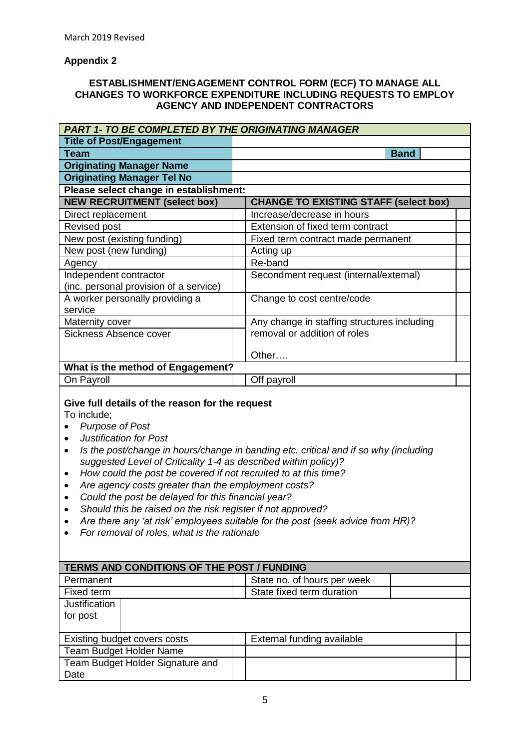March 2019 Revised

**Appendix 2**

**ESTABLISHMENT/ENGAGEMENT CONTROL FORM (ECF) TO MANAGE ALL CHANGES TO WORKFORCE EXPENDITURE INCLUDING REQUESTS TO EMPLOY AGENCY AND INDEPENDENT CONTRACTORS**

| ***PART 1- TO BE COMPLETED BY THE ORIGINATING MANAGER*** | | | |
|---|---|---|---|
| **Title of Post/Engagement** | | | |
| **Team** | | **Band** | |
| **Originating Manager Name** | | | |
| **Originating Manager Tel No** | | | |
| **Please select change in establishment:** | | | |
| **NEW RECRUITMENT (select box)** | | **CHANGE TO EXISTING STAFF (select box)** | |
| Direct replacement | | Increase/decrease in hours | |
| Revised post | | Extension of fixed term contract | |
| New post (existing funding) | | Fixed term contract made permanent | |
| New post (new funding) | | Acting up | |
| Agency | | Re-band | |
| Independent contractor (inc. personal provision of a service) | | Secondment request (internal/external) | |
| A worker personally providing a service | | Change to cost centre/code | |
| Maternity cover | | Any change in staffing structures including removal or addition of roles | |
| Sickness Absence cover | | Other…. | |
| **What is the method of Engagement?** | | | |
| On Payroll | | Off payroll | |

**Give full details of the reason for the request**

To include;

- *Purpose of Post*
- *Justification for Post*
- *Is the post/change in hours/change in banding etc. critical and if so why (including suggested Level of Criticality 1-4 as described within policy)?*
- *How could the post be covered if not recruited to at this time?*
- *Are agency costs greater than the employment costs?*
- *Could the post be delayed for this financial year?*
- *Should this be raised on the risk register if not approved?*
- *Are there any 'at risk' employees suitable for the post (seek advice from HR)?*
- *For removal of roles, what is the rationale*

| **TERMS AND CONDITIONS OF THE POST / FUNDING** | | | |
|---|---|---|---|
| Permanent | | State no. of hours per week | |
| Fixed term | | State fixed term duration | |
| Justification for post | | | |
| Existing budget covers costs | | External funding available | |
| Team Budget Holder Name | | | |
| Team Budget Holder Signature and Date | | | |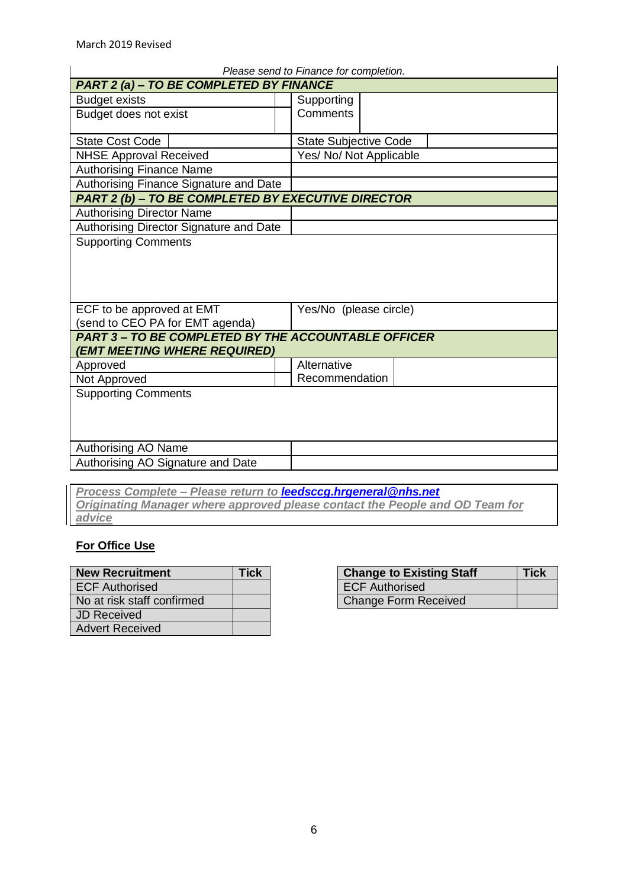March 2019 Revised

*Please send to Finance for completion.*

| | | | |
|---|---|---|---|
| ***PART 2 (a) – TO BE COMPLETED BY FINANCE*** | | | |
| Budget exists | | Supporting Comments | |
| Budget does not exist | | | |
| State Cost Code | | State Subjective Code | |
| NHSE Approval Received | | Yes/ No/ Not Applicable | |
| Authorising Finance Name | | | |
| Authorising Finance Signature and Date | | | |
| ***PART 2 (b) – TO BE COMPLETED BY EXECUTIVE DIRECTOR*** | | | |
| Authorising Director Name | | | |
| Authorising Director Signature and Date | | | |
| Supporting Comments | | | |
| ECF to be approved at EMT (send to CEO PA for EMT agenda) | | Yes/No (please circle) | |
| ***PART 3 – TO BE COMPLETED BY THE ACCOUNTABLE OFFICER (EMT MEETING WHERE REQUIRED)*** | | | |
| Approved | | Alternative Recommendation | |
| Not Approved | | | |
| Supporting Comments | | | |
| Authorising AO Name | | | |
| Authorising AO Signature and Date | | | |

***Process Complete – Please return to [leedsccg.hrgeneral@nhs.net](mailto:leedsccg.hrgeneral@nhs.net)***
***Originating Manager where approved please contact the People and OD Team for advice***

**For Office Use**

| New Recruitment | Tick |
|---|---|
| ECF Authorised | |
| No at risk staff confirmed | |
| JD Received | |
| Advert Received | |

| Change to Existing Staff | Tick |
|---|---|
| ECF Authorised | |
| Change Form Received | |